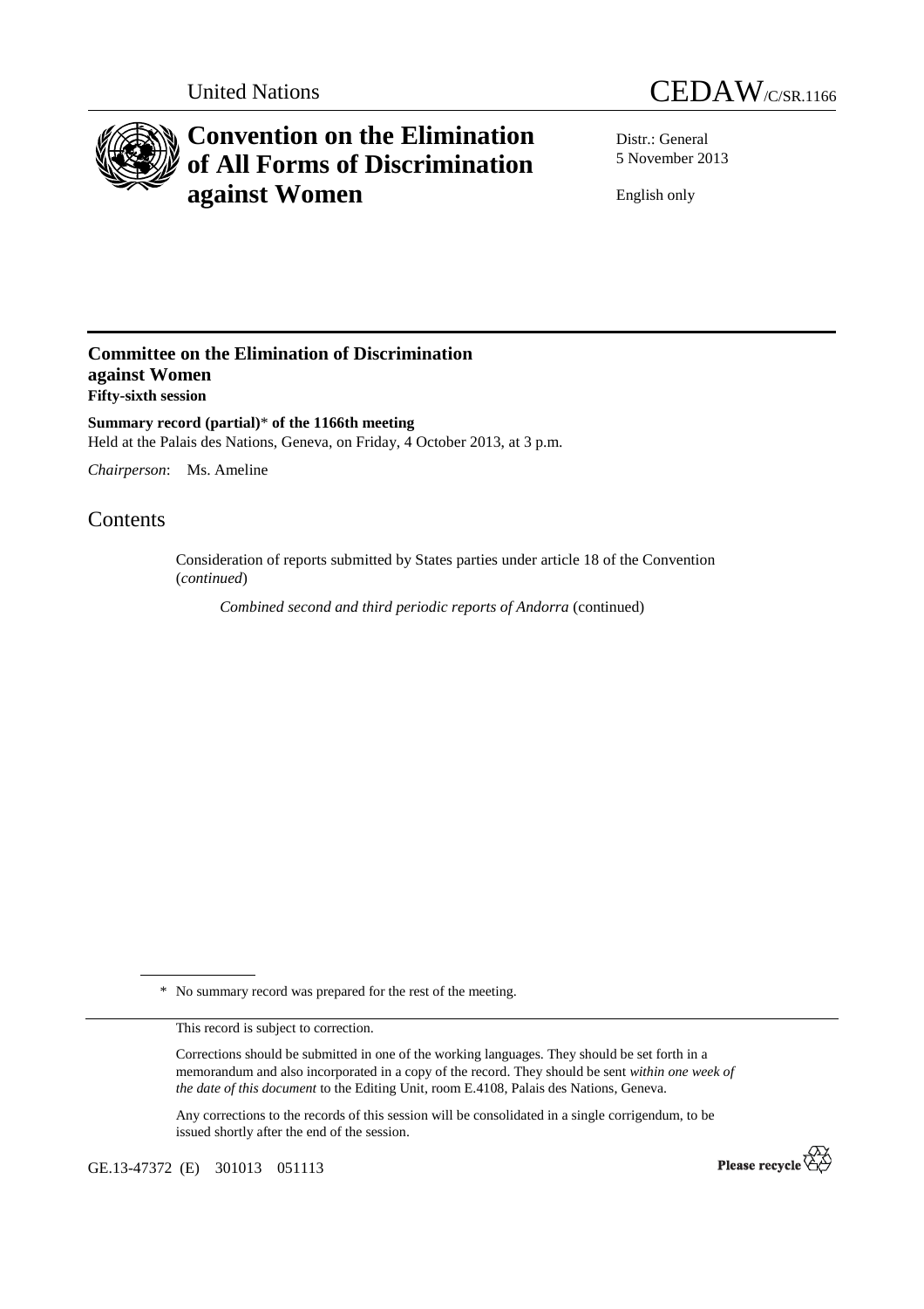United Nations

# CEDAW/C/SR.1166

# Convention on the Elimination of All Forms of Discrimination against Women

Distr.: General
5 November 2013

English only

## Committee on the Elimination of Discrimination against Women
**Fifty-sixth session**

**Summary record (partial)\* of the 1166th meeting**
Held at the Palais des Nations, Geneva, on Friday, 4 October 2013, at 3 p.m.

*Chairperson*: Ms. Ameline

## Contents

Consideration of reports submitted by States parties under article 18 of the Convention (*continued*)

*Combined second and third periodic reports of Andorra* (continued)

\* No summary record was prepared for the rest of the meeting.

This record is subject to correction.

Corrections should be submitted in one of the working languages. They should be set forth in a memorandum and also incorporated in a copy of the record. They should be sent *within one week of the date of this document* to the Editing Unit, room E.4108, Palais des Nations, Geneva.

Any corrections to the records of this session will be consolidated in a single corrigendum, to be issued shortly after the end of the session.

GE.13-47372 (E) 301013 051113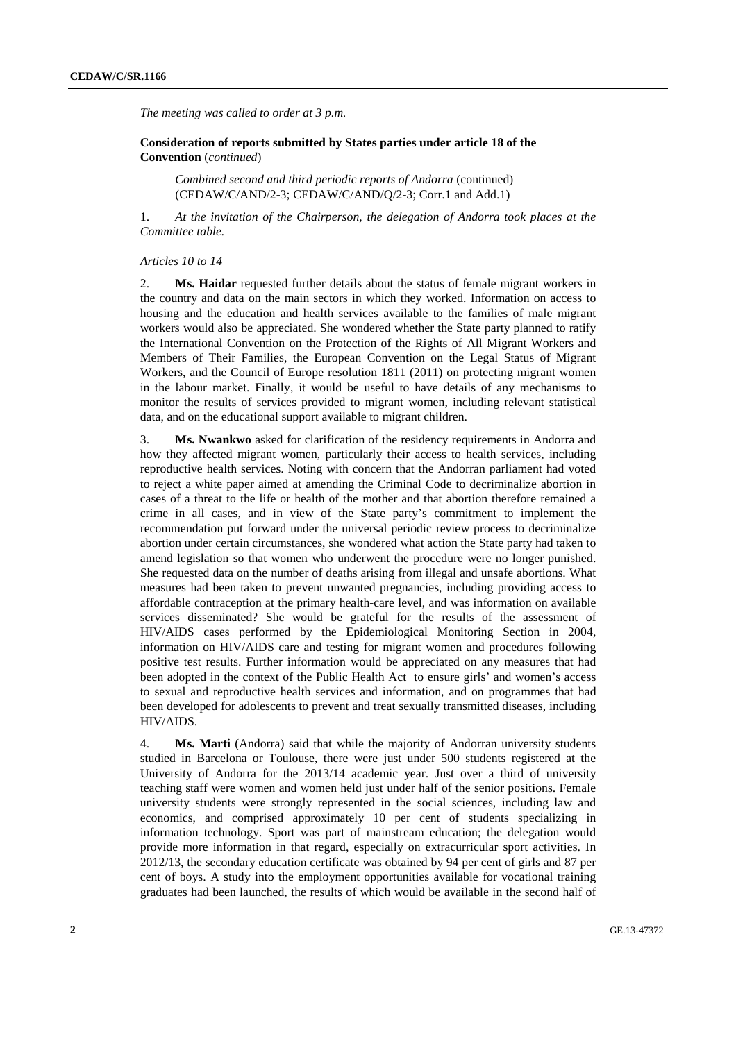*The meeting was called to order at 3 p.m.*

**Consideration of reports submitted by States parties under article 18 of the Convention** (*continued*)

*Combined second and third periodic reports of Andorra* (continued) (CEDAW/C/AND/2-3; CEDAW/C/AND/Q/2-3; Corr.1 and Add.1)

1. *At the invitation of the Chairperson, the delegation of Andorra took places at the Committee table.*

*Articles 10 to 14*

2. **Ms. Haidar** requested further details about the status of female migrant workers in the country and data on the main sectors in which they worked. Information on access to housing and the education and health services available to the families of male migrant workers would also be appreciated. She wondered whether the State party planned to ratify the International Convention on the Protection of the Rights of All Migrant Workers and Members of Their Families, the European Convention on the Legal Status of Migrant Workers, and the Council of Europe resolution 1811 (2011) on protecting migrant women in the labour market. Finally, it would be useful to have details of any mechanisms to monitor the results of services provided to migrant women, including relevant statistical data, and on the educational support available to migrant children.

3. **Ms. Nwankwo** asked for clarification of the residency requirements in Andorra and how they affected migrant women, particularly their access to health services, including reproductive health services. Noting with concern that the Andorran parliament had voted to reject a white paper aimed at amending the Criminal Code to decriminalize abortion in cases of a threat to the life or health of the mother and that abortion therefore remained a crime in all cases, and in view of the State party's commitment to implement the recommendation put forward under the universal periodic review process to decriminalize abortion under certain circumstances, she wondered what action the State party had taken to amend legislation so that women who underwent the procedure were no longer punished. She requested data on the number of deaths arising from illegal and unsafe abortions. What measures had been taken to prevent unwanted pregnancies, including providing access to affordable contraception at the primary health-care level, and was information on available services disseminated? She would be grateful for the results of the assessment of HIV/AIDS cases performed by the Epidemiological Monitoring Section in 2004, information on HIV/AIDS care and testing for migrant women and procedures following positive test results. Further information would be appreciated on any measures that had been adopted in the context of the Public Health Act to ensure girls' and women's access to sexual and reproductive health services and information, and on programmes that had been developed for adolescents to prevent and treat sexually transmitted diseases, including HIV/AIDS.

4. **Ms. Marti** (Andorra) said that while the majority of Andorran university students studied in Barcelona or Toulouse, there were just under 500 students registered at the University of Andorra for the 2013/14 academic year. Just over a third of university teaching staff were women and women held just under half of the senior positions. Female university students were strongly represented in the social sciences, including law and economics, and comprised approximately 10 per cent of students specializing in information technology. Sport was part of mainstream education; the delegation would provide more information in that regard, especially on extracurricular sport activities. In 2012/13, the secondary education certificate was obtained by 94 per cent of girls and 87 per cent of boys. A study into the employment opportunities available for vocational training graduates had been launched, the results of which would be available in the second half of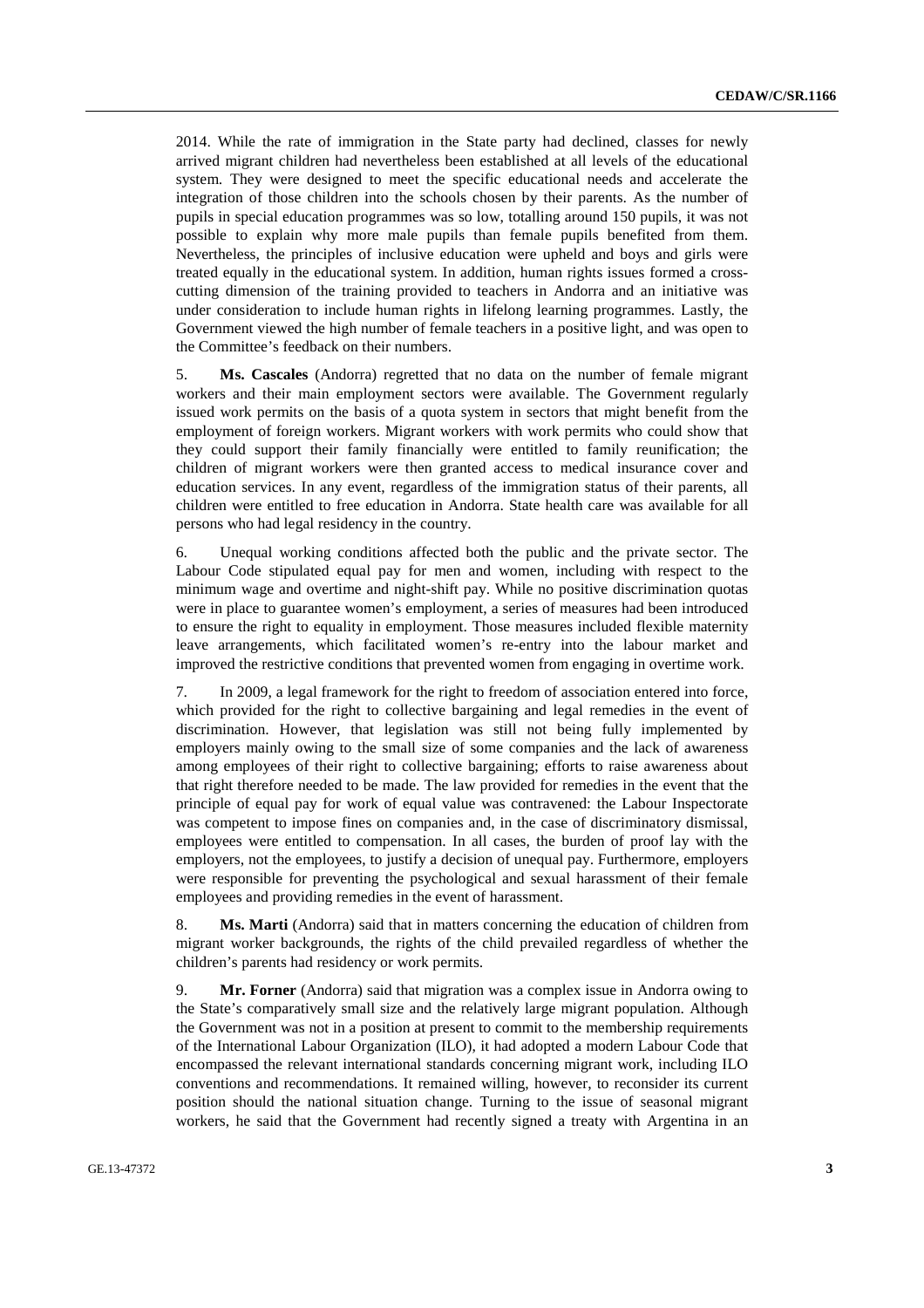2014. While the rate of immigration in the State party had declined, classes for newly arrived migrant children had nevertheless been established at all levels of the educational system. They were designed to meet the specific educational needs and accelerate the integration of those children into the schools chosen by their parents. As the number of pupils in special education programmes was so low, totalling around 150 pupils, it was not possible to explain why more male pupils than female pupils benefited from them. Nevertheless, the principles of inclusive education were upheld and boys and girls were treated equally in the educational system. In addition, human rights issues formed a cross-cutting dimension of the training provided to teachers in Andorra and an initiative was under consideration to include human rights in lifelong learning programmes. Lastly, the Government viewed the high number of female teachers in a positive light, and was open to the Committee's feedback on their numbers.

5. **Ms. Cascales** (Andorra) regretted that no data on the number of female migrant workers and their main employment sectors were available. The Government regularly issued work permits on the basis of a quota system in sectors that might benefit from the employment of foreign workers. Migrant workers with work permits who could show that they could support their family financially were entitled to family reunification; the children of migrant workers were then granted access to medical insurance cover and education services. In any event, regardless of the immigration status of their parents, all children were entitled to free education in Andorra. State health care was available for all persons who had legal residency in the country.

6. Unequal working conditions affected both the public and the private sector. The Labour Code stipulated equal pay for men and women, including with respect to the minimum wage and overtime and night-shift pay. While no positive discrimination quotas were in place to guarantee women's employment, a series of measures had been introduced to ensure the right to equality in employment. Those measures included flexible maternity leave arrangements, which facilitated women's re-entry into the labour market and improved the restrictive conditions that prevented women from engaging in overtime work.

7. In 2009, a legal framework for the right to freedom of association entered into force, which provided for the right to collective bargaining and legal remedies in the event of discrimination. However, that legislation was still not being fully implemented by employers mainly owing to the small size of some companies and the lack of awareness among employees of their right to collective bargaining; efforts to raise awareness about that right therefore needed to be made. The law provided for remedies in the event that the principle of equal pay for work of equal value was contravened: the Labour Inspectorate was competent to impose fines on companies and, in the case of discriminatory dismissal, employees were entitled to compensation. In all cases, the burden of proof lay with the employers, not the employees, to justify a decision of unequal pay. Furthermore, employers were responsible for preventing the psychological and sexual harassment of their female employees and providing remedies in the event of harassment.

8. **Ms. Marti** (Andorra) said that in matters concerning the education of children from migrant worker backgrounds, the rights of the child prevailed regardless of whether the children's parents had residency or work permits.

9. **Mr. Forner** (Andorra) said that migration was a complex issue in Andorra owing to the State's comparatively small size and the relatively large migrant population. Although the Government was not in a position at present to commit to the membership requirements of the International Labour Organization (ILO), it had adopted a modern Labour Code that encompassed the relevant international standards concerning migrant work, including ILO conventions and recommendations. It remained willing, however, to reconsider its current position should the national situation change. Turning to the issue of seasonal migrant workers, he said that the Government had recently signed a treaty with Argentina in an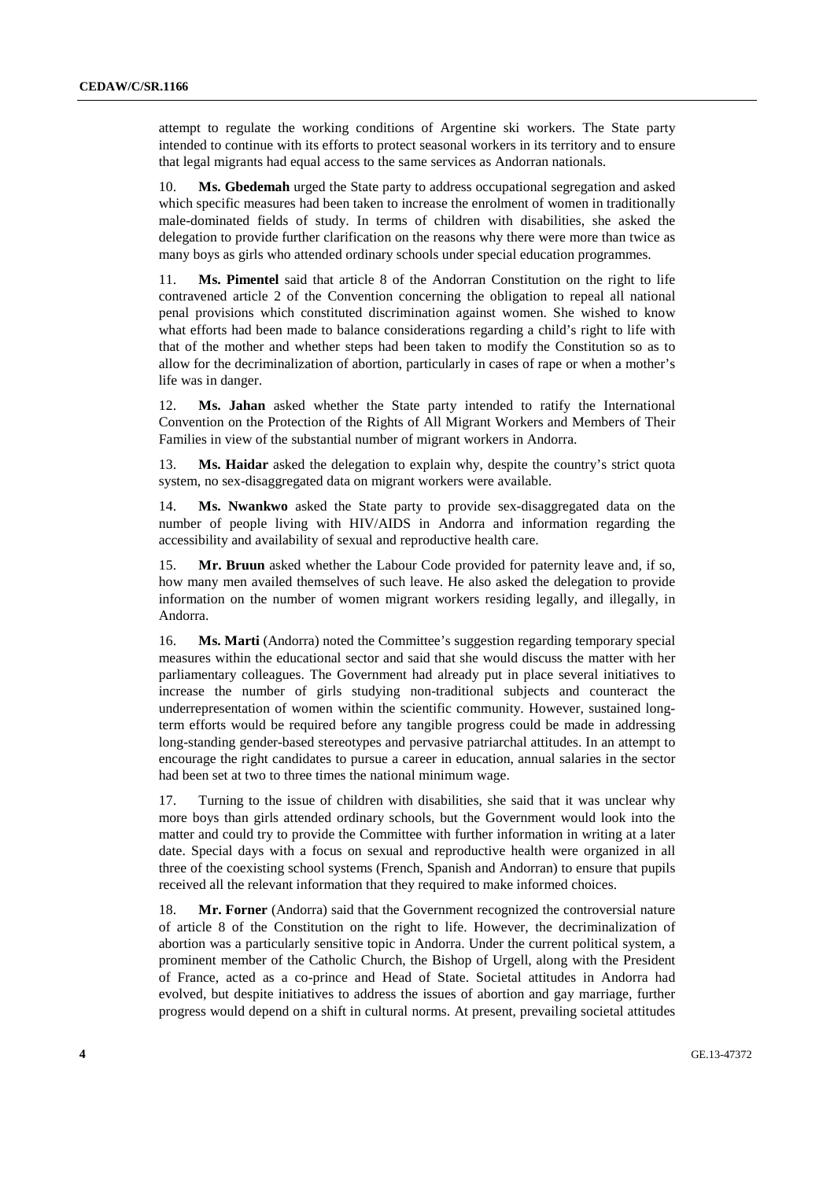attempt to regulate the working conditions of Argentine ski workers. The State party intended to continue with its efforts to protect seasonal workers in its territory and to ensure that legal migrants had equal access to the same services as Andorran nationals.

10. **Ms. Gbedemah** urged the State party to address occupational segregation and asked which specific measures had been taken to increase the enrolment of women in traditionally male-dominated fields of study. In terms of children with disabilities, she asked the delegation to provide further clarification on the reasons why there were more than twice as many boys as girls who attended ordinary schools under special education programmes.

11. **Ms. Pimentel** said that article 8 of the Andorran Constitution on the right to life contravened article 2 of the Convention concerning the obligation to repeal all national penal provisions which constituted discrimination against women. She wished to know what efforts had been made to balance considerations regarding a child's right to life with that of the mother and whether steps had been taken to modify the Constitution so as to allow for the decriminalization of abortion, particularly in cases of rape or when a mother's life was in danger.

12. **Ms. Jahan** asked whether the State party intended to ratify the International Convention on the Protection of the Rights of All Migrant Workers and Members of Their Families in view of the substantial number of migrant workers in Andorra.

13. **Ms. Haidar** asked the delegation to explain why, despite the country's strict quota system, no sex-disaggregated data on migrant workers were available.

14. **Ms. Nwankwo** asked the State party to provide sex-disaggregated data on the number of people living with HIV/AIDS in Andorra and information regarding the accessibility and availability of sexual and reproductive health care.

15. **Mr. Bruun** asked whether the Labour Code provided for paternity leave and, if so, how many men availed themselves of such leave. He also asked the delegation to provide information on the number of women migrant workers residing legally, and illegally, in Andorra.

16. **Ms. Marti** (Andorra) noted the Committee's suggestion regarding temporary special measures within the educational sector and said that she would discuss the matter with her parliamentary colleagues. The Government had already put in place several initiatives to increase the number of girls studying non-traditional subjects and counteract the underrepresentation of women within the scientific community. However, sustained long-term efforts would be required before any tangible progress could be made in addressing long-standing gender-based stereotypes and pervasive patriarchal attitudes. In an attempt to encourage the right candidates to pursue a career in education, annual salaries in the sector had been set at two to three times the national minimum wage.

17. Turning to the issue of children with disabilities, she said that it was unclear why more boys than girls attended ordinary schools, but the Government would look into the matter and could try to provide the Committee with further information in writing at a later date. Special days with a focus on sexual and reproductive health were organized in all three of the coexisting school systems (French, Spanish and Andorran) to ensure that pupils received all the relevant information that they required to make informed choices.

18. **Mr. Forner** (Andorra) said that the Government recognized the controversial nature of article 8 of the Constitution on the right to life. However, the decriminalization of abortion was a particularly sensitive topic in Andorra. Under the current political system, a prominent member of the Catholic Church, the Bishop of Urgell, along with the President of France, acted as a co-prince and Head of State. Societal attitudes in Andorra had evolved, but despite initiatives to address the issues of abortion and gay marriage, further progress would depend on a shift in cultural norms. At present, prevailing societal attitudes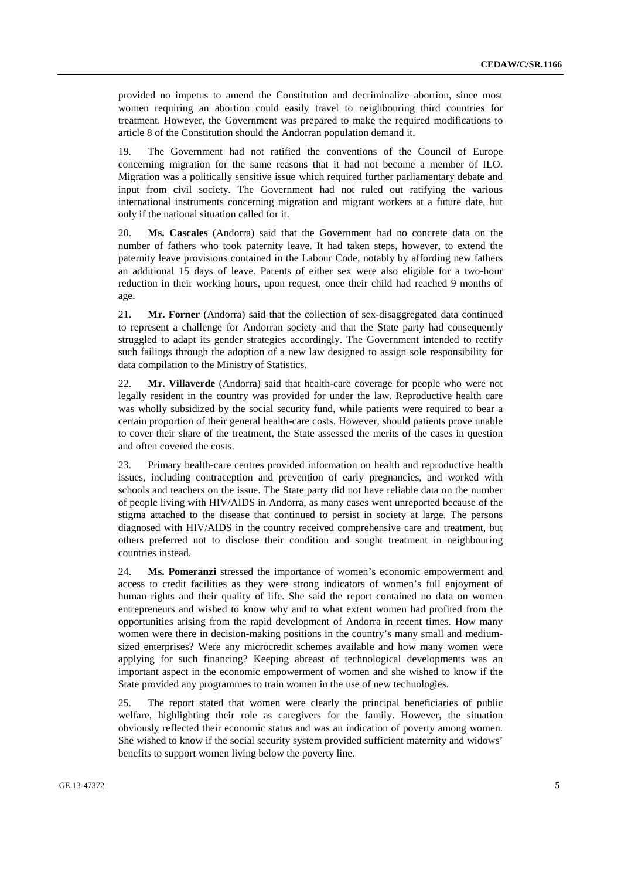provided no impetus to amend the Constitution and decriminalize abortion, since most women requiring an abortion could easily travel to neighbouring third countries for treatment. However, the Government was prepared to make the required modifications to article 8 of the Constitution should the Andorran population demand it.

19. The Government had not ratified the conventions of the Council of Europe concerning migration for the same reasons that it had not become a member of ILO. Migration was a politically sensitive issue which required further parliamentary debate and input from civil society. The Government had not ruled out ratifying the various international instruments concerning migration and migrant workers at a future date, but only if the national situation called for it.

20. **Ms. Cascales** (Andorra) said that the Government had no concrete data on the number of fathers who took paternity leave. It had taken steps, however, to extend the paternity leave provisions contained in the Labour Code, notably by affording new fathers an additional 15 days of leave. Parents of either sex were also eligible for a two-hour reduction in their working hours, upon request, once their child had reached 9 months of age.

21. **Mr. Forner** (Andorra) said that the collection of sex-disaggregated data continued to represent a challenge for Andorran society and that the State party had consequently struggled to adapt its gender strategies accordingly. The Government intended to rectify such failings through the adoption of a new law designed to assign sole responsibility for data compilation to the Ministry of Statistics.

22. **Mr. Villaverde** (Andorra) said that health-care coverage for people who were not legally resident in the country was provided for under the law. Reproductive health care was wholly subsidized by the social security fund, while patients were required to bear a certain proportion of their general health-care costs. However, should patients prove unable to cover their share of the treatment, the State assessed the merits of the cases in question and often covered the costs.

23. Primary health-care centres provided information on health and reproductive health issues, including contraception and prevention of early pregnancies, and worked with schools and teachers on the issue. The State party did not have reliable data on the number of people living with HIV/AIDS in Andorra, as many cases went unreported because of the stigma attached to the disease that continued to persist in society at large. The persons diagnosed with HIV/AIDS in the country received comprehensive care and treatment, but others preferred not to disclose their condition and sought treatment in neighbouring countries instead.

24. **Ms. Pomeranzi** stressed the importance of women's economic empowerment and access to credit facilities as they were strong indicators of women's full enjoyment of human rights and their quality of life. She said the report contained no data on women entrepreneurs and wished to know why and to what extent women had profited from the opportunities arising from the rapid development of Andorra in recent times. How many women were there in decision-making positions in the country's many small and medium-sized enterprises? Were any microcredit schemes available and how many women were applying for such financing? Keeping abreast of technological developments was an important aspect in the economic empowerment of women and she wished to know if the State provided any programmes to train women in the use of new technologies.

25. The report stated that women were clearly the principal beneficiaries of public welfare, highlighting their role as caregivers for the family. However, the situation obviously reflected their economic status and was an indication of poverty among women. She wished to know if the social security system provided sufficient maternity and widows' benefits to support women living below the poverty line.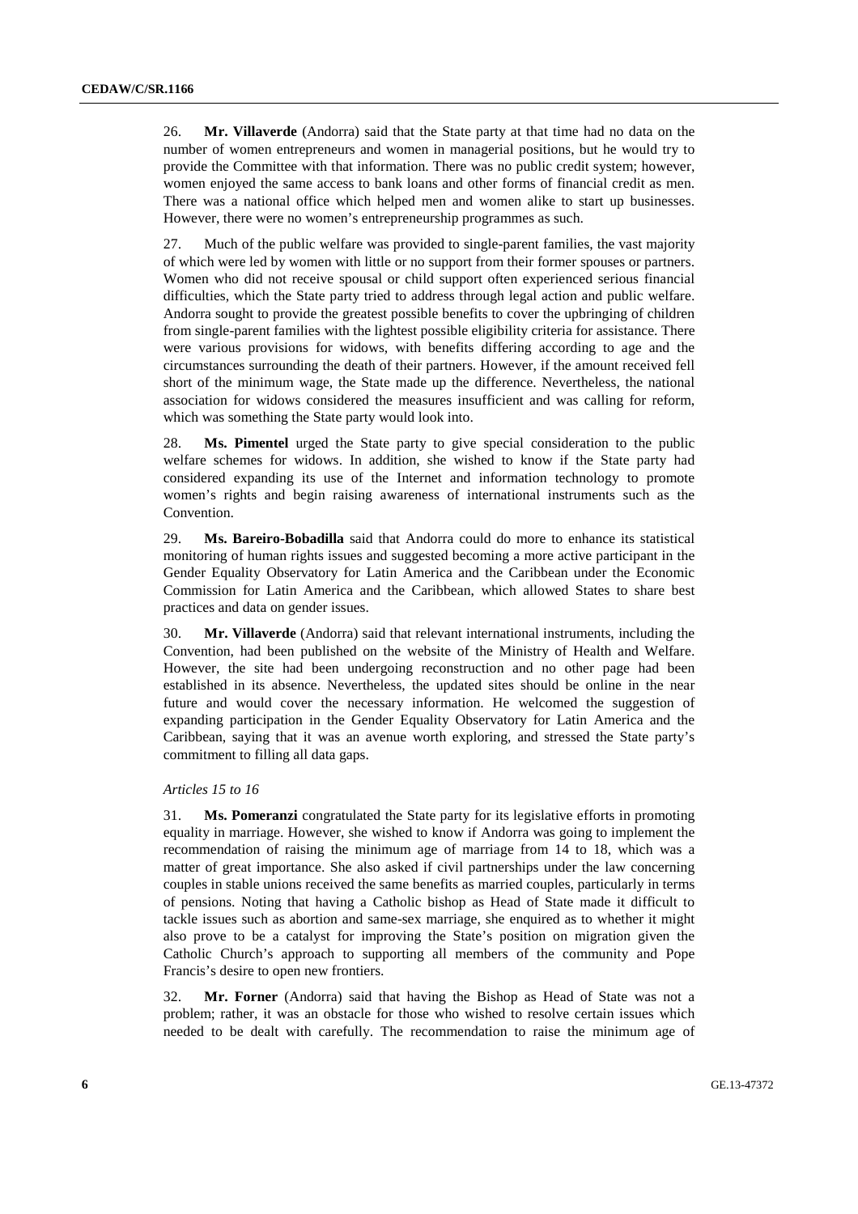26. **Mr. Villaverde** (Andorra) said that the State party at that time had no data on the number of women entrepreneurs and women in managerial positions, but he would try to provide the Committee with that information. There was no public credit system; however, women enjoyed the same access to bank loans and other forms of financial credit as men. There was a national office which helped men and women alike to start up businesses. However, there were no women's entrepreneurship programmes as such.

27. Much of the public welfare was provided to single-parent families, the vast majority of which were led by women with little or no support from their former spouses or partners. Women who did not receive spousal or child support often experienced serious financial difficulties, which the State party tried to address through legal action and public welfare. Andorra sought to provide the greatest possible benefits to cover the upbringing of children from single-parent families with the lightest possible eligibility criteria for assistance. There were various provisions for widows, with benefits differing according to age and the circumstances surrounding the death of their partners. However, if the amount received fell short of the minimum wage, the State made up the difference. Nevertheless, the national association for widows considered the measures insufficient and was calling for reform, which was something the State party would look into.

28. **Ms. Pimentel** urged the State party to give special consideration to the public welfare schemes for widows. In addition, she wished to know if the State party had considered expanding its use of the Internet and information technology to promote women's rights and begin raising awareness of international instruments such as the Convention.

29. **Ms. Bareiro-Bobadilla** said that Andorra could do more to enhance its statistical monitoring of human rights issues and suggested becoming a more active participant in the Gender Equality Observatory for Latin America and the Caribbean under the Economic Commission for Latin America and the Caribbean, which allowed States to share best practices and data on gender issues.

30. **Mr. Villaverde** (Andorra) said that relevant international instruments, including the Convention, had been published on the website of the Ministry of Health and Welfare. However, the site had been undergoing reconstruction and no other page had been established in its absence. Nevertheless, the updated sites should be online in the near future and would cover the necessary information. He welcomed the suggestion of expanding participation in the Gender Equality Observatory for Latin America and the Caribbean, saying that it was an avenue worth exploring, and stressed the State party's commitment to filling all data gaps.

*Articles 15 to 16*

31. **Ms. Pomeranzi** congratulated the State party for its legislative efforts in promoting equality in marriage. However, she wished to know if Andorra was going to implement the recommendation of raising the minimum age of marriage from 14 to 18, which was a matter of great importance. She also asked if civil partnerships under the law concerning couples in stable unions received the same benefits as married couples, particularly in terms of pensions. Noting that having a Catholic bishop as Head of State made it difficult to tackle issues such as abortion and same-sex marriage, she enquired as to whether it might also prove to be a catalyst for improving the State's position on migration given the Catholic Church's approach to supporting all members of the community and Pope Francis's desire to open new frontiers.

32. **Mr. Forner** (Andorra) said that having the Bishop as Head of State was not a problem; rather, it was an obstacle for those who wished to resolve certain issues which needed to be dealt with carefully. The recommendation to raise the minimum age of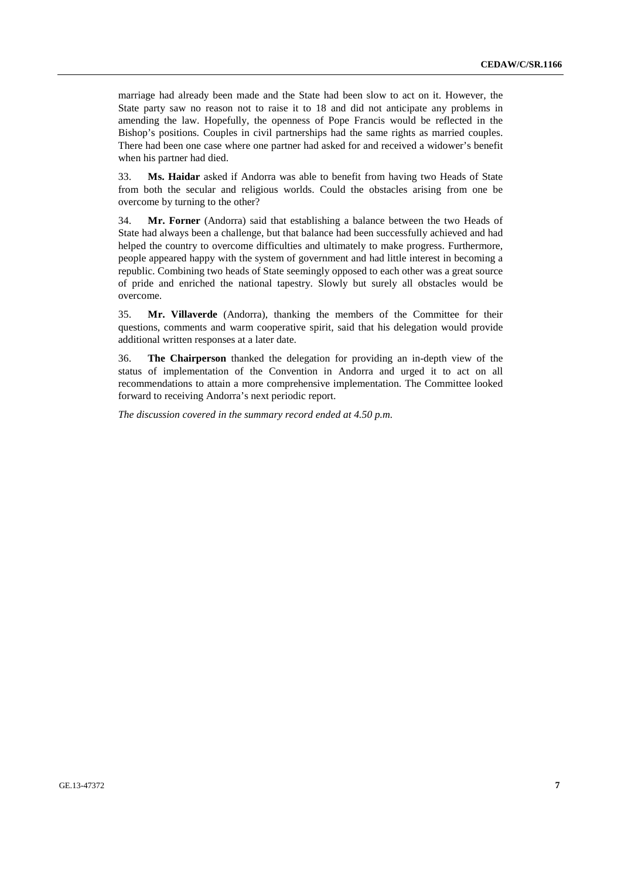marriage had already been made and the State had been slow to act on it. However, the State party saw no reason not to raise it to 18 and did not anticipate any problems in amending the law. Hopefully, the openness of Pope Francis would be reflected in the Bishop's positions. Couples in civil partnerships had the same rights as married couples. There had been one case where one partner had asked for and received a widower's benefit when his partner had died.

33. **Ms. Haidar** asked if Andorra was able to benefit from having two Heads of State from both the secular and religious worlds. Could the obstacles arising from one be overcome by turning to the other?

34. **Mr. Forner** (Andorra) said that establishing a balance between the two Heads of State had always been a challenge, but that balance had been successfully achieved and had helped the country to overcome difficulties and ultimately to make progress. Furthermore, people appeared happy with the system of government and had little interest in becoming a republic. Combining two heads of State seemingly opposed to each other was a great source of pride and enriched the national tapestry. Slowly but surely all obstacles would be overcome.

35. **Mr. Villaverde** (Andorra), thanking the members of the Committee for their questions, comments and warm cooperative spirit, said that his delegation would provide additional written responses at a later date.

36. **The Chairperson** thanked the delegation for providing an in-depth view of the status of implementation of the Convention in Andorra and urged it to act on all recommendations to attain a more comprehensive implementation. The Committee looked forward to receiving Andorra's next periodic report.

*The discussion covered in the summary record ended at 4.50 p.m.*